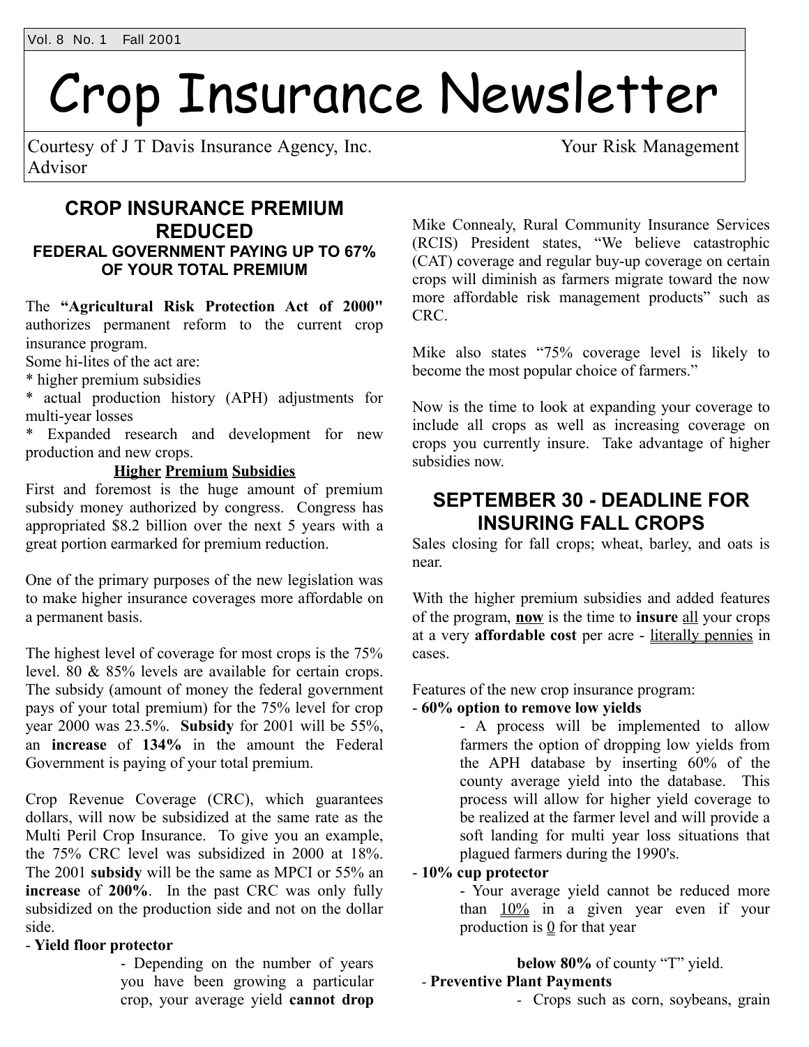Vol. 8 No. 1 Fall 2001

# Crop Insurance Newsletter

Courtesy of J T Davis Insurance Agency, Inc. Your Risk Management Advisor

## CROP INSURANCE PREMIUM REDUCED

### FEDERAL GOVERNMENT PAYING UP TO 67% OF YOUR TOTAL PREMIUM

The **"Agricultural Risk Protection Act of 2000"** authorizes permanent reform to the current crop insurance program.

Some hi-lites of the act are:

* higher premium subsidies
* actual production history (APH) adjustments for multi-year losses
* Expanded research and development for new production and new crops.

**Higher Premium Subsidies**

First and foremost is the huge amount of premium subsidy money authorized by congress. Congress has appropriated $8.2 billion over the next 5 years with a great portion earmarked for premium reduction.

One of the primary purposes of the new legislation was to make higher insurance coverages more affordable on a permanent basis.

The highest level of coverage for most crops is the 75% level. 80 & 85% levels are available for certain crops. The subsidy (amount of money the federal government pays of your total premium) for the 75% level for crop year 2000 was 23.5%. **Subsidy** for 2001 will be 55%, an **increase** of **134%** in the amount the Federal Government is paying of your total premium.

Crop Revenue Coverage (CRC), which guarantees dollars, will now be subsidized at the same rate as the Multi Peril Crop Insurance. To give you an example, the 75% CRC level was subsidized in 2000 at 18%. The 2001 **subsidy** will be the same as MPCI or 55% an **increase** of **200%**. In the past CRC was only fully subsidized on the production side and not on the dollar side.

Mike Connealy, Rural Community Insurance Services (RCIS) President states, "We believe catastrophic (CAT) coverage and regular buy-up coverage on certain crops will diminish as farmers migrate toward the now more affordable risk management products" such as CRC.

Mike also states "75% coverage level is likely to become the most popular choice of farmers."

Now is the time to look at expanding your coverage to include all crops as well as increasing coverage on crops you currently insure. Take advantage of higher subsidies now.

## SEPTEMBER 30 - DEADLINE FOR INSURING FALL CROPS

Sales closing for fall crops; wheat, barley, and oats is near.

With the higher premium subsidies and added features of the program, **now** is the time to **insure** all your crops at a very **affordable cost** per acre - literally pennies in cases.

Features of the new crop insurance program:

- **60% option to remove low yields**
  - A process will be implemented to allow farmers the option of dropping low yields from the APH database by inserting 60% of the county average yield into the database. This process will allow for higher yield coverage to be realized at the farmer level and will provide a soft landing for multi year loss situations that plagued farmers during the 1990's.
- **10% cup protector**
  - Your average yield cannot be reduced more than 10% in a given year even if your production is 0 for that year
- **Yield floor protector**
  - Depending on the number of years you have been growing a particular crop, your average yield **cannot drop below 80%** of county "T" yield.
- **Preventive Plant Payments**
  - Crops such as corn, soybeans, grain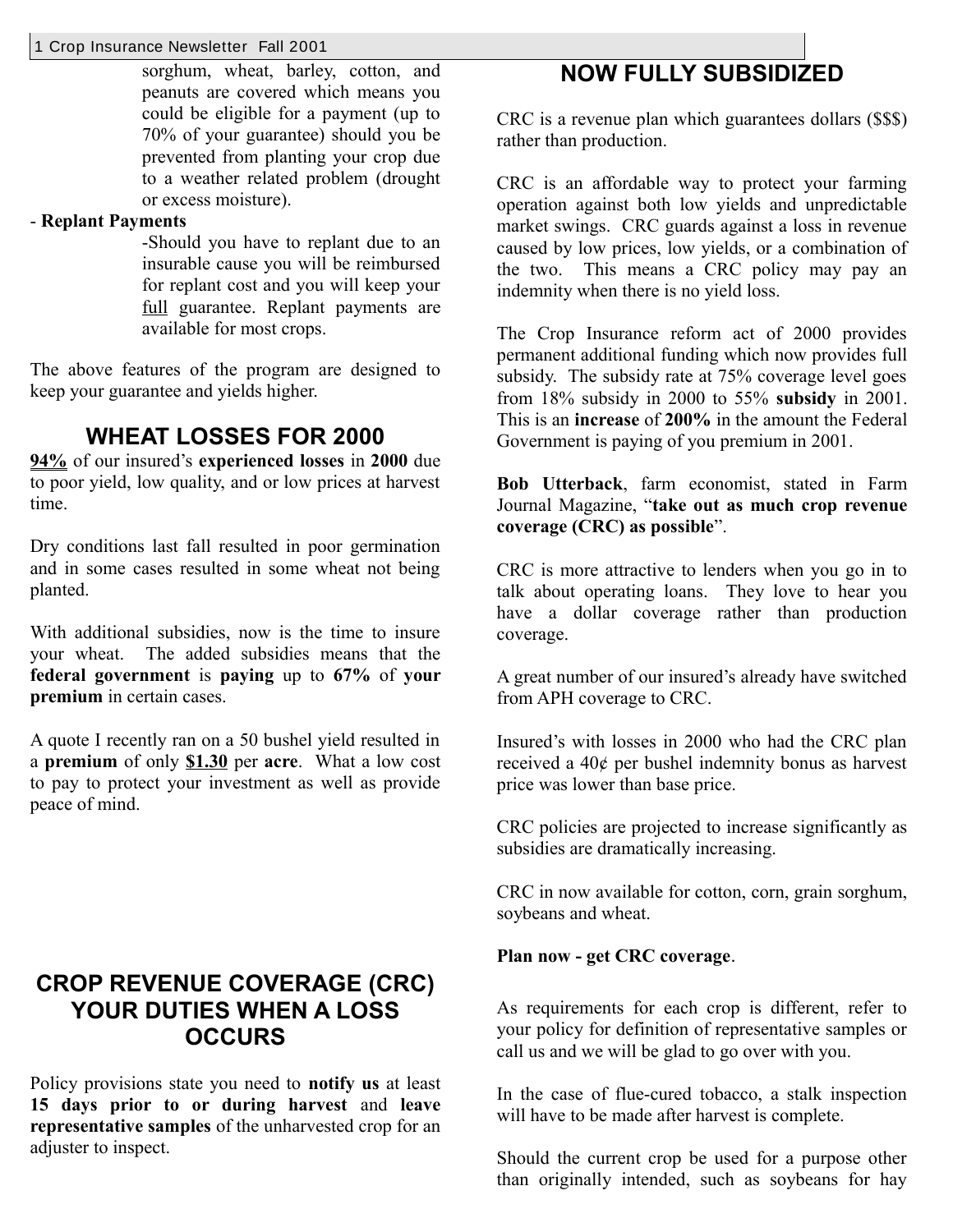sorghum, wheat, barley, cotton, and peanuts are covered which means you could be eligible for a payment (up to 70% of your guarantee) should you be prevented from planting your crop due to a weather related problem (drought or excess moisture).

- **Replant Payments**

  -Should you have to replant due to an insurable cause you will be reimbursed for replant cost and you will keep your <u>full</u> guarantee. Replant payments are available for most crops.

The above features of the program are designed to keep your guarantee and yields higher.

## WHEAT LOSSES FOR 2000

**<u>94%</u>** of our insured's **experienced losses** in **2000** due to poor yield, low quality, and or low prices at harvest time.

Dry conditions last fall resulted in poor germination and in some cases resulted in some wheat not being planted.

With additional subsidies, now is the time to insure your wheat. The added subsidies means that the **federal government** is **paying** up to **67%** of **your premium** in certain cases.

A quote I recently ran on a 50 bushel yield resulted in a **premium** of only **<u>$1.30</u>** per **acre**. What a low cost to pay to protect your investment as well as provide peace of mind.

## CROP REVENUE COVERAGE (CRC) YOUR DUTIES WHEN A LOSS OCCURS

Policy provisions state you need to **notify us** at least **15 days prior to or during harvest** and **leave representative samples** of the unharvested crop for an adjuster to inspect.

As requirements for each crop is different, refer to your policy for definition of representative samples or call us and we will be glad to go over with you.

In the case of flue-cured tobacco, a stalk inspection will have to be made after harvest is complete.

Should the current crop be used for a purpose other than originally intended, such as soybeans for hay

## NOW FULLY SUBSIDIZED

CRC is a revenue plan which guarantees dollars ($$$) rather than production.

CRC is an affordable way to protect your farming operation against both low yields and unpredictable market swings. CRC guards against a loss in revenue caused by low prices, low yields, or a combination of the two. This means a CRC policy may pay an indemnity when there is no yield loss.

The Crop Insurance reform act of 2000 provides permanent additional funding which now provides full subsidy. The subsidy rate at 75% coverage level goes from 18% subsidy in 2000 to 55% **subsidy** in 2001. This is an **increase** of **200%** in the amount the Federal Government is paying of you premium in 2001.

**Bob Utterback**, farm economist, stated in Farm Journal Magazine, "**take out as much crop revenue coverage (CRC) as possible**".

CRC is more attractive to lenders when you go in to talk about operating loans. They love to hear you have a dollar coverage rather than production coverage.

A great number of our insured's already have switched from APH coverage to CRC.

Insured's with losses in 2000 who had the CRC plan received a 40¢ per bushel indemnity bonus as harvest price was lower than base price.

CRC policies are projected to increase significantly as subsidies are dramatically increasing.

CRC in now available for cotton, corn, grain sorghum, soybeans and wheat.

**Plan now - get CRC coverage**.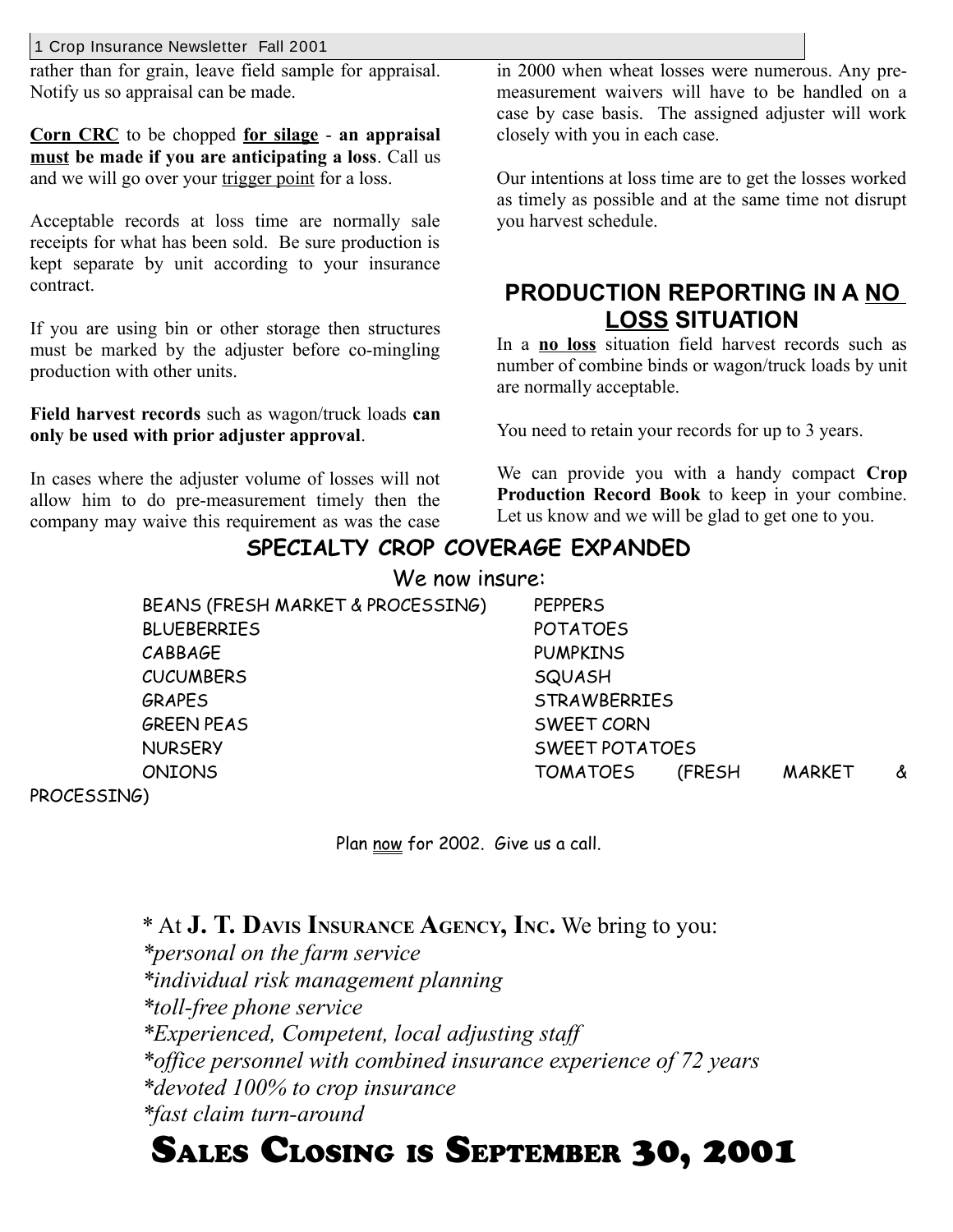rather than for grain, leave field sample for appraisal. Notify us so appraisal can be made.

**Corn CRC** to be chopped **for silage** - **an appraisal must be made if you are anticipating a loss**. Call us and we will go over your trigger point for a loss.

Acceptable records at loss time are normally sale receipts for what has been sold. Be sure production is kept separate by unit according to your insurance contract.

If you are using bin or other storage then structures must be marked by the adjuster before co-mingling production with other units.

**Field harvest records** such as wagon/truck loads **can only be used with prior adjuster approval**.

In cases where the adjuster volume of losses will not allow him to do pre-measurement timely then the company may waive this requirement as was the case in 2000 when wheat losses were numerous. Any pre-measurement waivers will have to be handled on a case by case basis. The assigned adjuster will work closely with you in each case.

Our intentions at loss time are to get the losses worked as timely as possible and at the same time not disrupt you harvest schedule.

## PRODUCTION REPORTING IN A NO LOSS SITUATION

In a **no loss** situation field harvest records such as number of combine binds or wagon/truck loads by unit are normally acceptable.

You need to retain your records for up to 3 years.

We can provide you with a handy compact **Crop Production Record Book** to keep in your combine. Let us know and we will be glad to get one to you.

## SPECIALTY CROP COVERAGE EXPANDED

We now insure:

- BEANS (FRESH MARKET & PROCESSING)
- BLUEBERRIES
- CABBAGE
- CUCUMBERS
- GRAPES
- GREEN PEAS
- NURSERY
- ONIONS
- PEPPERS
- POTATOES
- PUMPKINS
- SQUASH
- STRAWBERRIES
- SWEET CORN
- SWEET POTATOES
- TOMATOES (FRESH MARKET & PROCESSING)

Plan now for 2002. Give us a call.

* At **J. T. Davis Insurance Agency, Inc.** We bring to you:
*\*personal on the farm service*
*\*individual risk management planning*
*\*toll-free phone service*
*\*Experienced, Competent, local adjusting staff*
*\*office personnel with combined insurance experience of 72 years*
*\*devoted 100% to crop insurance*
*\*fast claim turn-around*

# SALES CLOSING IS SEPTEMBER 30, 2001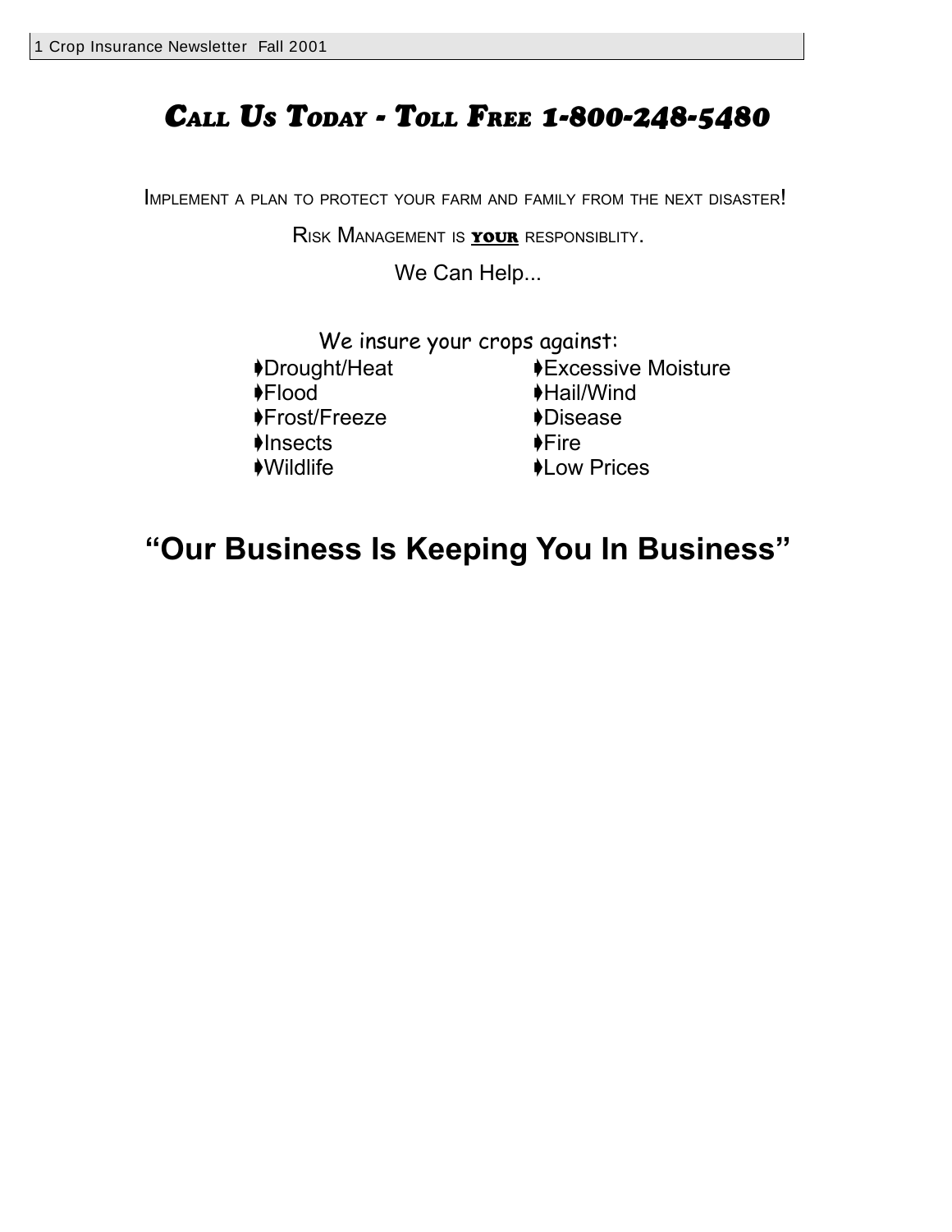# *Call Us Today - Toll Free 1-800-248-5480*

Implement a plan to protect your farm and family from the next disaster!

Risk Management is **<u>your</u>** responsiblity.

We Can Help...

We insure your crops against:

- Drought/Heat
- Flood
- Frost/Freeze
- Insects
- Wildlife
- Excessive Moisture
- Hail/Wind
- Disease
- Fire
- Low Prices

## "Our Business Is Keeping You In Business"